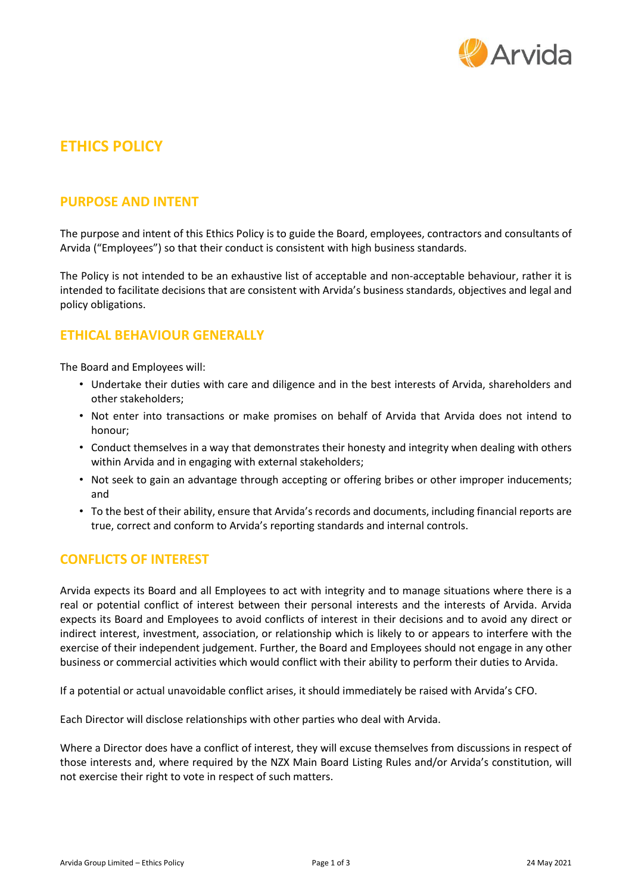# ETHICS POLICY

## PURPOSE AND INTENT

The purpose and intent of this Ethics Policy is to guide the Board, employees, contractors and consultants of Arvida ("Employees") so that their conduct is consistent with high business standards.

The Policy is not intended to be an exhaustive list of acceptable and non-acceptable behaviour, rather it is intended to facilitate decisions that are consistent with Arvida's business standards, objectives and legal and policy obligations.

## ETHICAL BEHAVIOUR GENERALLY

The Board and Employees will:

- Undertake their duties with care and diligence and in the best interests of Arvida, shareholders and other stakeholders;
- Not enter into transactions or make promises on behalf of Arvida that Arvida does not intend to honour;
- Conduct themselves in a way that demonstrates their honesty and integrity when dealing with others within Arvida and in engaging with external stakeholders;
- Not seek to gain an advantage through accepting or offering bribes or other improper inducements; and
- To the best of their ability, ensure that Arvida's records and documents, including financial reports are true, correct and conform to Arvida's reporting standards and internal controls.

## CONFLICTS OF INTEREST

Arvida expects its Board and all Employees to act with integrity and to manage situations where there is a real or potential conflict of interest between their personal interests and the interests of Arvida. Arvida expects its Board and Employees to avoid conflicts of interest in their decisions and to avoid any direct or indirect interest, investment, association, or relationship which is likely to or appears to interfere with the exercise of their independent judgement. Further, the Board and Employees should not engage in any other business or commercial activities which would conflict with their ability to perform their duties to Arvida.

If a potential or actual unavoidable conflict arises, it should immediately be raised with Arvida's CFO.

Each Director will disclose relationships with other parties who deal with Arvida.

Where a Director does have a conflict of interest, they will excuse themselves from discussions in respect of those interests and, where required by the NZX Main Board Listing Rules and/or Arvida's constitution, will not exercise their right to vote in respect of such matters.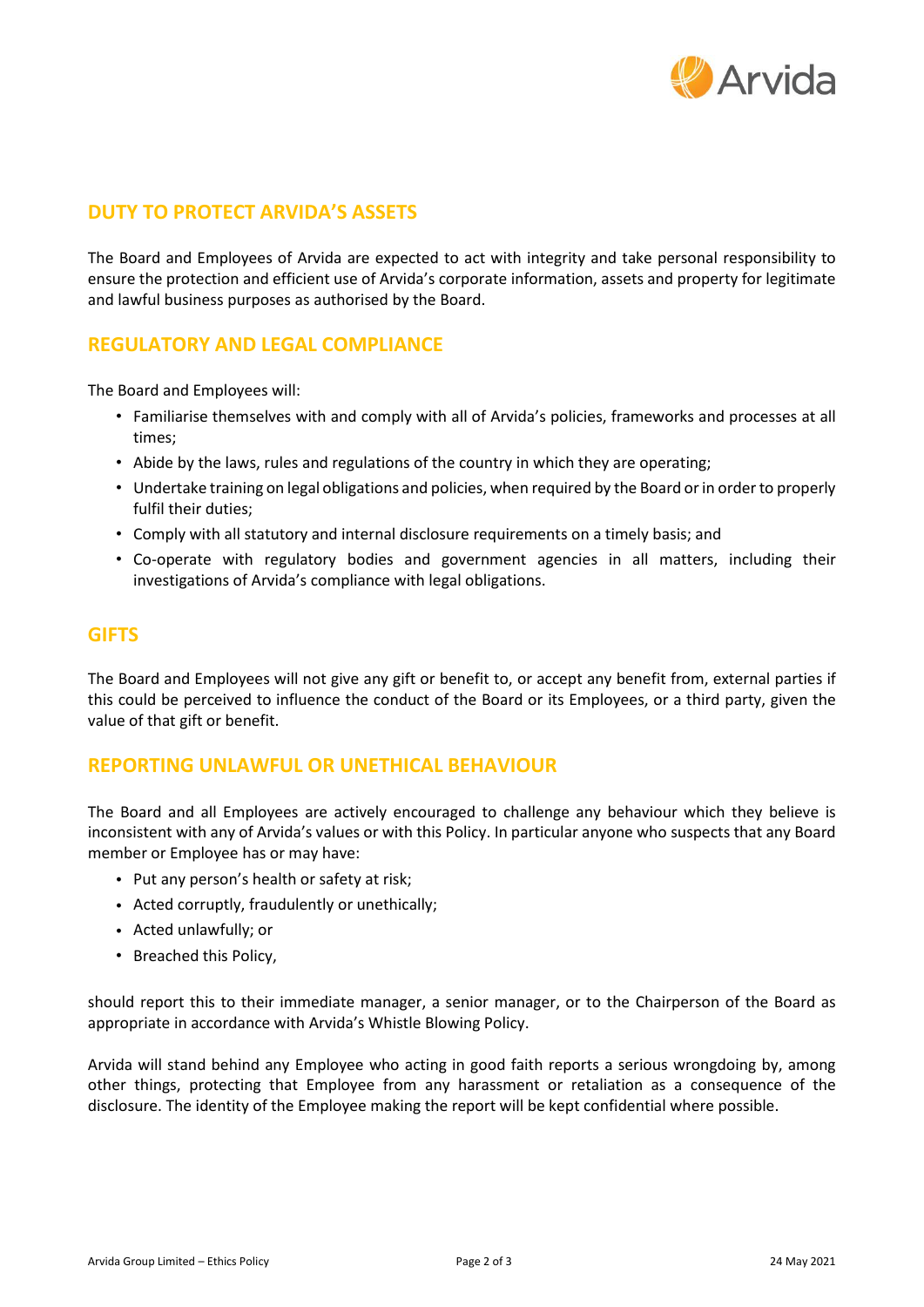## DUTY TO PROTECT ARVIDA'S ASSETS

The Board and Employees of Arvida are expected to act with integrity and take personal responsibility to ensure the protection and efficient use of Arvida's corporate information, assets and property for legitimate and lawful business purposes as authorised by the Board.

## REGULATORY AND LEGAL COMPLIANCE

The Board and Employees will:

- Familiarise themselves with and comply with all of Arvida's policies, frameworks and processes at all times;
- Abide by the laws, rules and regulations of the country in which they are operating;
- Undertake training on legal obligations and policies, when required by the Board or in order to properly fulfil their duties;
- Comply with all statutory and internal disclosure requirements on a timely basis; and
- Co-operate with regulatory bodies and government agencies in all matters, including their investigations of Arvida's compliance with legal obligations.

## GIFTS

The Board and Employees will not give any gift or benefit to, or accept any benefit from, external parties if this could be perceived to influence the conduct of the Board or its Employees, or a third party, given the value of that gift or benefit.

## REPORTING UNLAWFUL OR UNETHICAL BEHAVIOUR

The Board and all Employees are actively encouraged to challenge any behaviour which they believe is inconsistent with any of Arvida's values or with this Policy. In particular anyone who suspects that any Board member or Employee has or may have:

- Put any person's health or safety at risk;
- Acted corruptly, fraudulently or unethically;
- Acted unlawfully; or
- Breached this Policy,

should report this to their immediate manager, a senior manager, or to the Chairperson of the Board as appropriate in accordance with Arvida's Whistle Blowing Policy.

Arvida will stand behind any Employee who acting in good faith reports a serious wrongdoing by, among other things, protecting that Employee from any harassment or retaliation as a consequence of the disclosure. The identity of the Employee making the report will be kept confidential where possible.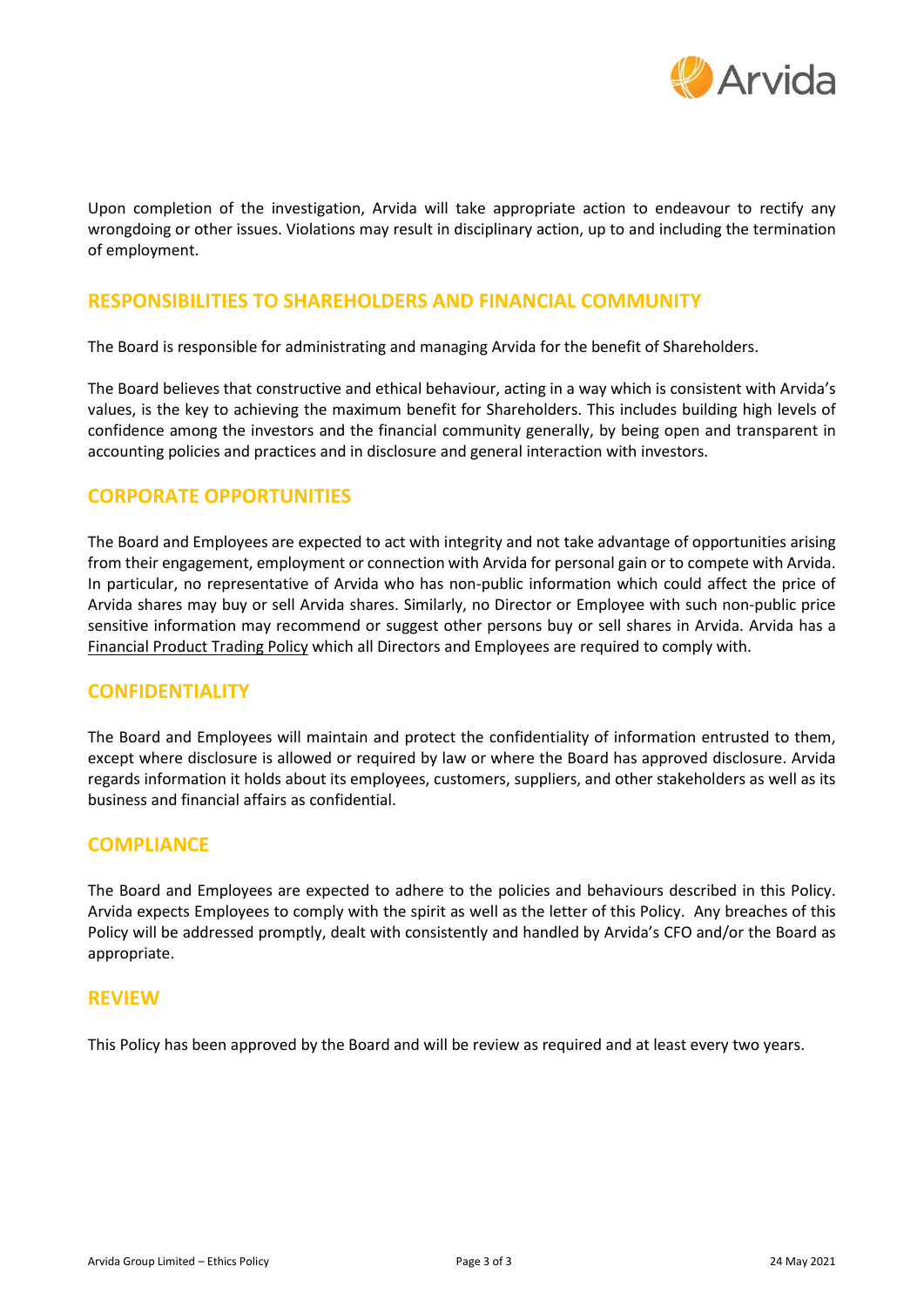Upon completion of the investigation, Arvida will take appropriate action to endeavour to rectify any wrongdoing or other issues. Violations may result in disciplinary action, up to and including the termination of employment.

## RESPONSIBILITIES TO SHAREHOLDERS AND FINANCIAL COMMUNITY

The Board is responsible for administrating and managing Arvida for the benefit of Shareholders.

The Board believes that constructive and ethical behaviour, acting in a way which is consistent with Arvida's values, is the key to achieving the maximum benefit for Shareholders. This includes building high levels of confidence among the investors and the financial community generally, by being open and transparent in accounting policies and practices and in disclosure and general interaction with investors.

## CORPORATE OPPORTUNITIES

The Board and Employees are expected to act with integrity and not take advantage of opportunities arising from their engagement, employment or connection with Arvida for personal gain or to compete with Arvida. In particular, no representative of Arvida who has non-public information which could affect the price of Arvida shares may buy or sell Arvida shares. Similarly, no Director or Employee with such non-public price sensitive information may recommend or suggest other persons buy or sell shares in Arvida. Arvida has a Financial Product Trading Policy which all Directors and Employees are required to comply with.

## CONFIDENTIALITY

The Board and Employees will maintain and protect the confidentiality of information entrusted to them, except where disclosure is allowed or required by law or where the Board has approved disclosure. Arvida regards information it holds about its employees, customers, suppliers, and other stakeholders as well as its business and financial affairs as confidential.

## COMPLIANCE

The Board and Employees are expected to adhere to the policies and behaviours described in this Policy. Arvida expects Employees to comply with the spirit as well as the letter of this Policy. Any breaches of this Policy will be addressed promptly, dealt with consistently and handled by Arvida's CFO and/or the Board as appropriate.

## REVIEW

This Policy has been approved by the Board and will be review as required and at least every two years.